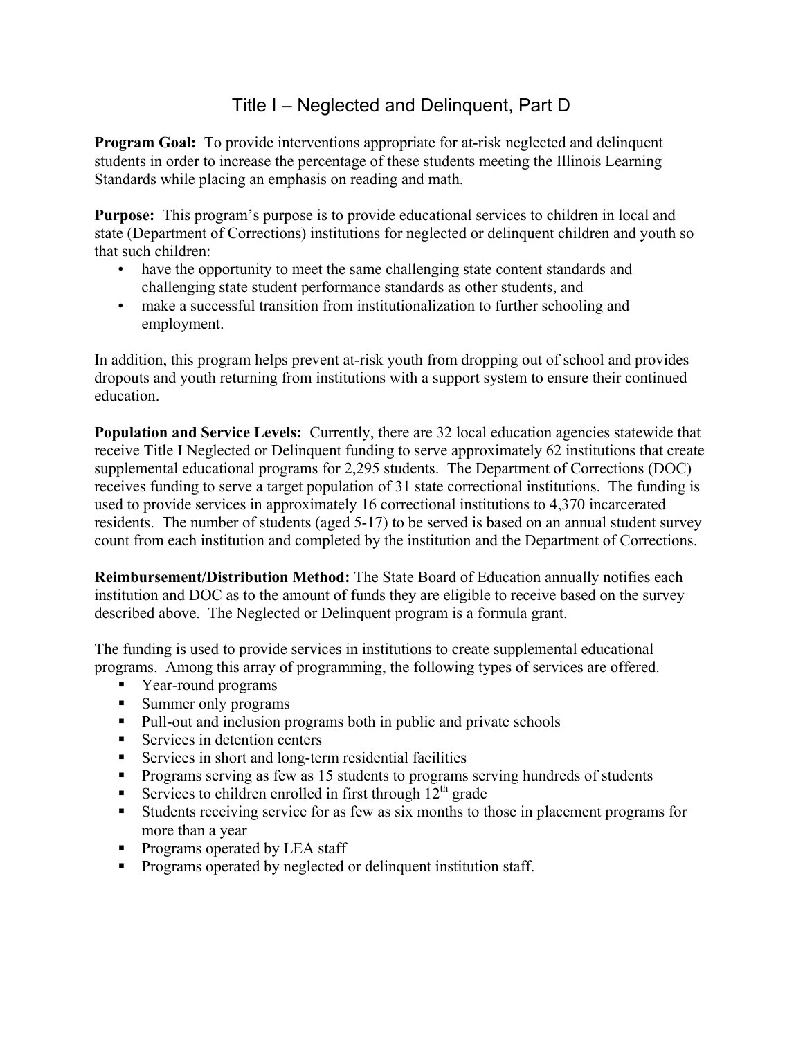# Title I – Neglected and Delinquent, Part D

**Program Goal:** To provide interventions appropriate for at-risk neglected and delinquent students in order to increase the percentage of these students meeting the Illinois Learning Standards while placing an emphasis on reading and math.

**Purpose:** This program's purpose is to provide educational services to children in local and state (Department of Corrections) institutions for neglected or delinquent children and youth so that such children:

- have the opportunity to meet the same challenging state content standards and challenging state student performance standards as other students, and
- make a successful transition from institutionalization to further schooling and employment.

In addition, this program helps prevent at-risk youth from dropping out of school and provides dropouts and youth returning from institutions with a support system to ensure their continued education.

**Population and Service Levels:** Currently, there are 32 local education agencies statewide that receive Title I Neglected or Delinquent funding to serve approximately 62 institutions that create supplemental educational programs for 2,295 students. The Department of Corrections (DOC) receives funding to serve a target population of 31 state correctional institutions. The funding is used to provide services in approximately 16 correctional institutions to 4,370 incarcerated residents. The number of students (aged 5-17) to be served is based on an annual student survey count from each institution and completed by the institution and the Department of Corrections.

**Reimbursement/Distribution Method:** The State Board of Education annually notifies each institution and DOC as to the amount of funds they are eligible to receive based on the survey described above. The Neglected or Delinquent program is a formula grant.

The funding is used to provide services in institutions to create supplemental educational programs. Among this array of programming, the following types of services are offered.

- Year-round programs
- Summer only programs
- Pull-out and inclusion programs both in public and private schools
- Services in detention centers
- Services in short and long-term residential facilities
- Programs serving as few as 15 students to programs serving hundreds of students
- Services to children enrolled in first through 12th grade
- Students receiving service for as few as six months to those in placement programs for more than a year
- Programs operated by LEA staff
- Programs operated by neglected or delinquent institution staff.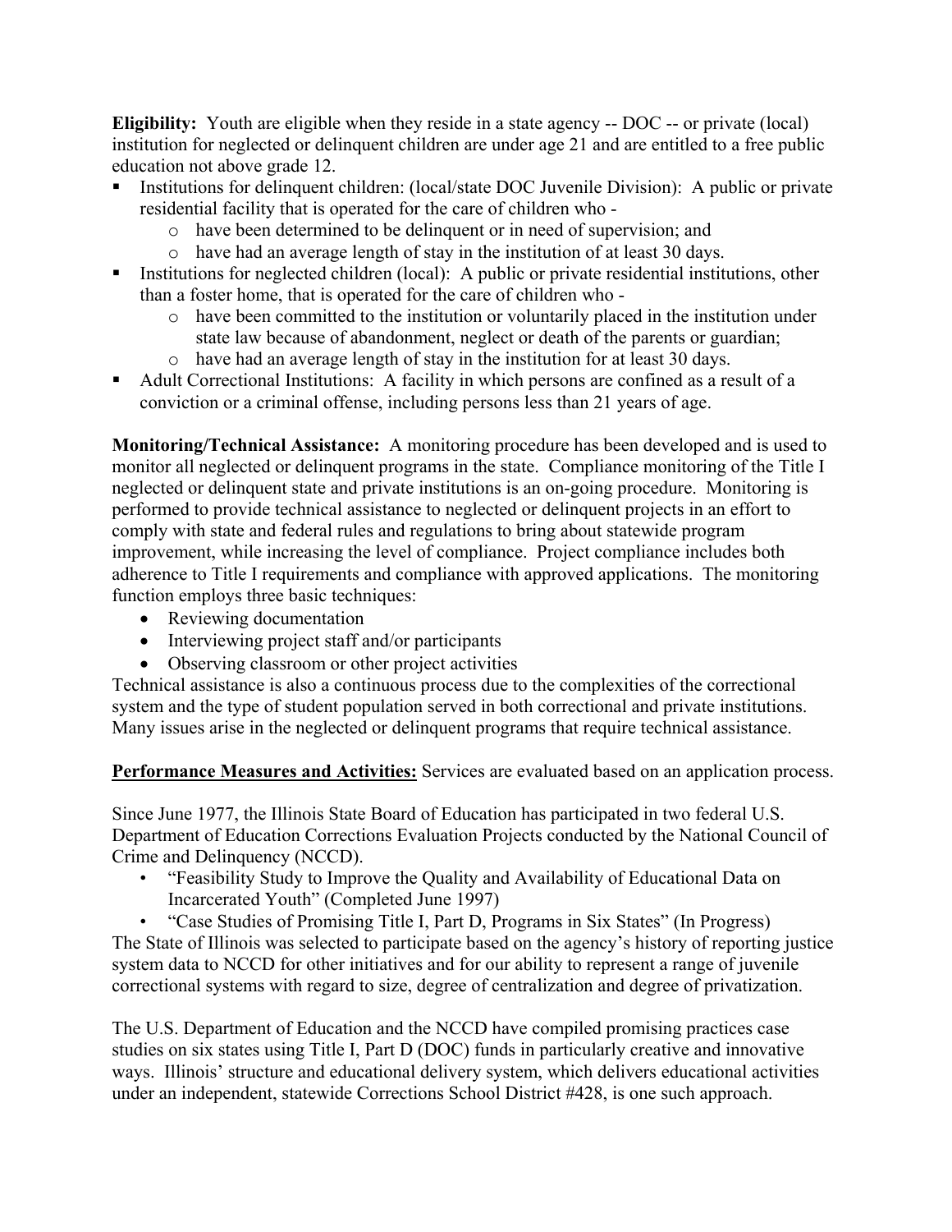**Eligibility:** Youth are eligible when they reside in a state agency -- DOC -- or private (local) institution for neglected or delinquent children are under age 21 and are entitled to a free public education not above grade 12.

- Institutions for delinquent children: (local/state DOC Juvenile Division): A public or private residential facility that is operated for the care of children who -
  - have been determined to be delinquent or in need of supervision; and
  - have had an average length of stay in the institution of at least 30 days.
- Institutions for neglected children (local): A public or private residential institutions, other than a foster home, that is operated for the care of children who -
  - have been committed to the institution or voluntarily placed in the institution under state law because of abandonment, neglect or death of the parents or guardian;
  - have had an average length of stay in the institution for at least 30 days.
- Adult Correctional Institutions: A facility in which persons are confined as a result of a conviction or a criminal offense, including persons less than 21 years of age.

**Monitoring/Technical Assistance:** A monitoring procedure has been developed and is used to monitor all neglected or delinquent programs in the state. Compliance monitoring of the Title I neglected or delinquent state and private institutions is an on-going procedure. Monitoring is performed to provide technical assistance to neglected or delinquent projects in an effort to comply with state and federal rules and regulations to bring about statewide program improvement, while increasing the level of compliance. Project compliance includes both adherence to Title I requirements and compliance with approved applications. The monitoring function employs three basic techniques:

- Reviewing documentation
- Interviewing project staff and/or participants
- Observing classroom or other project activities

Technical assistance is also a continuous process due to the complexities of the correctional system and the type of student population served in both correctional and private institutions. Many issues arise in the neglected or delinquent programs that require technical assistance.

**Performance Measures and Activities:** Services are evaluated based on an application process.

Since June 1977, the Illinois State Board of Education has participated in two federal U.S. Department of Education Corrections Evaluation Projects conducted by the National Council of Crime and Delinquency (NCCD).

- "Feasibility Study to Improve the Quality and Availability of Educational Data on Incarcerated Youth" (Completed June 1997)
- "Case Studies of Promising Title I, Part D, Programs in Six States" (In Progress)

The State of Illinois was selected to participate based on the agency's history of reporting justice system data to NCCD for other initiatives and for our ability to represent a range of juvenile correctional systems with regard to size, degree of centralization and degree of privatization.

The U.S. Department of Education and the NCCD have compiled promising practices case studies on six states using Title I, Part D (DOC) funds in particularly creative and innovative ways. Illinois' structure and educational delivery system, which delivers educational activities under an independent, statewide Corrections School District #428, is one such approach.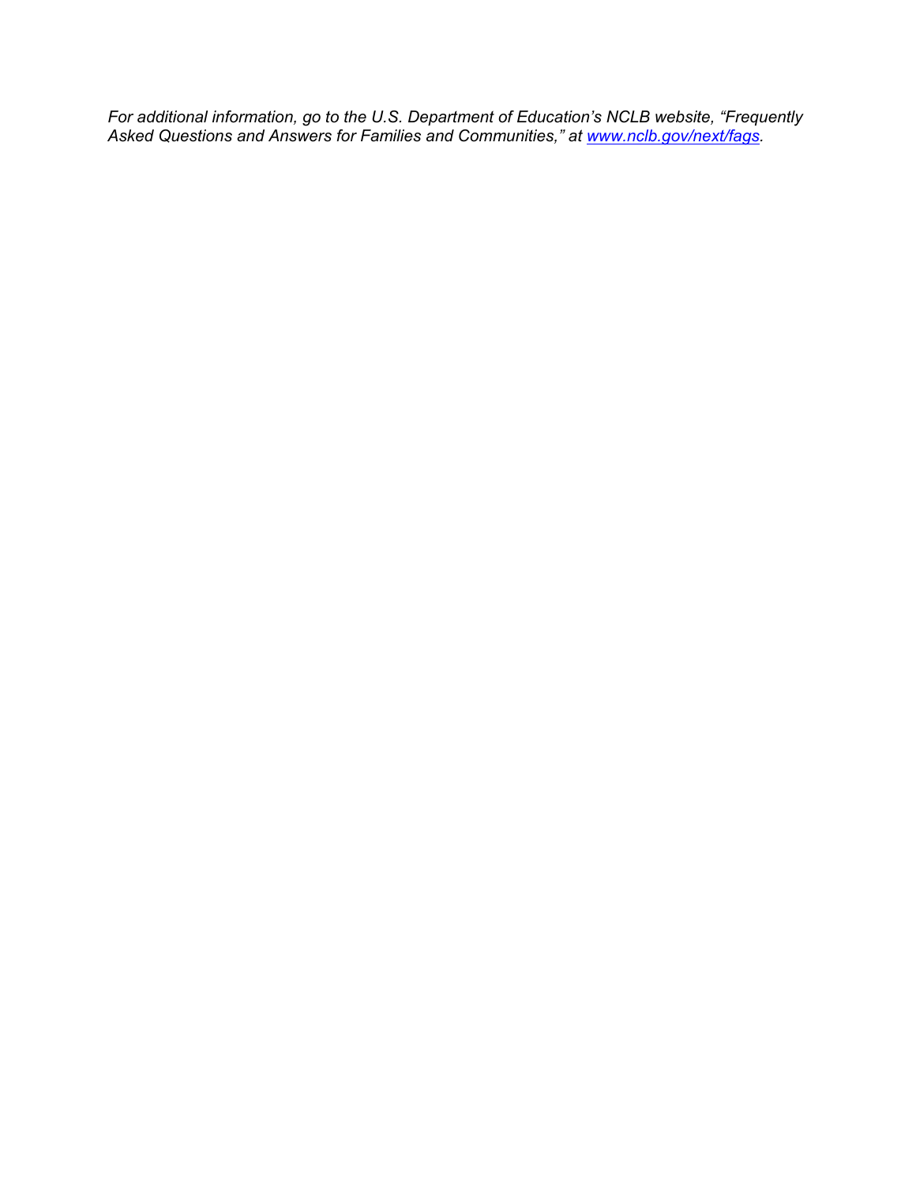*For additional information, go to the U.S. Department of Education's NCLB website, "Frequently Asked Questions and Answers for Families and Communities," at [www.nclb.gov/next/faqs](www.nclb.gov/next/faqs).*